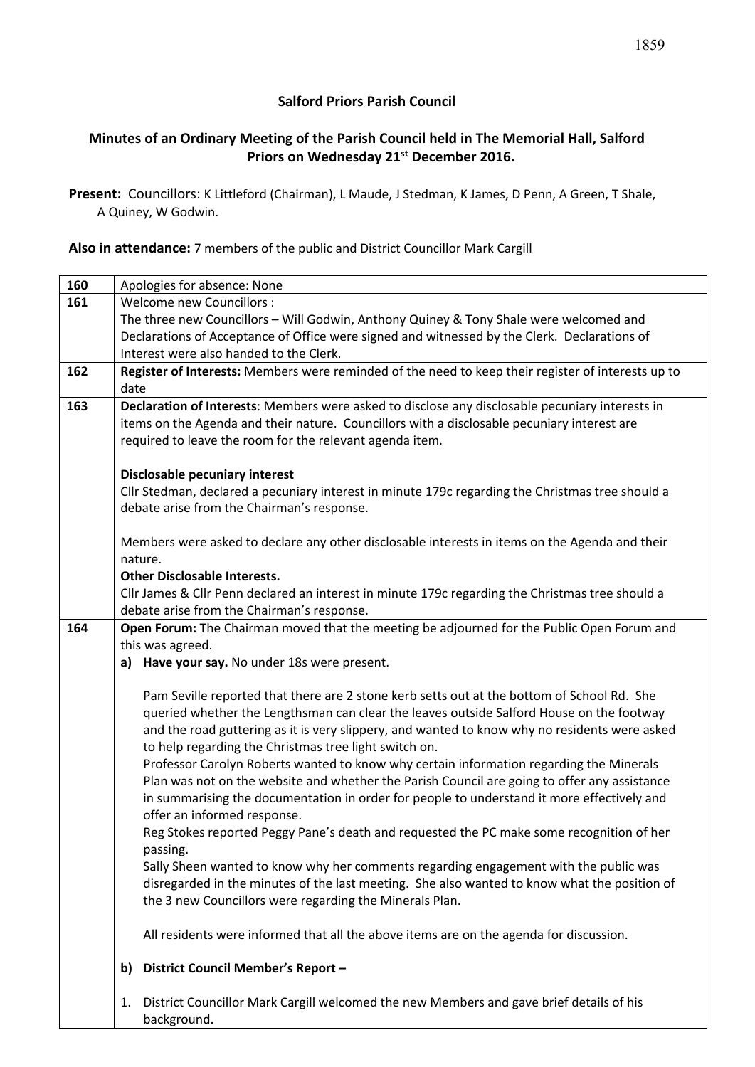## Salford Priors Parish Council

### Minutes of an Ordinary Meeting of the Parish Council held in The Memorial Hall, Salford Priors on Wednesday 21st December 2016.

**Present:** Councillors: K Littleford (Chairman), L Maude, J Stedman, K James, D Penn, A Green, T Shale, A Quiney, W Godwin.

**Also in attendance:** 7 members of the public and District Councillor Mark Cargill

| | |
|---|---|
| **160** | Apologies for absence: None |
| **161** | Welcome new Councillors :<br>The three new Councillors – Will Godwin, Anthony Quiney & Tony Shale were welcomed and Declarations of Acceptance of Office were signed and witnessed by the Clerk. Declarations of Interest were also handed to the Clerk. |
| **162** | **Register of Interests:** Members were reminded of the need to keep their register of interests up to date |
| **163** | **Declaration of Interests**: Members were asked to disclose any disclosable pecuniary interests in items on the Agenda and their nature. Councillors with a disclosable pecuniary interest are required to leave the room for the relevant agenda item.<br><br>**Disclosable pecuniary interest**<br>Cllr Stedman, declared a pecuniary interest in minute 179c regarding the Christmas tree should a debate arise from the Chairman's response.<br><br>Members were asked to declare any other disclosable interests in items on the Agenda and their nature.<br>**Other Disclosable Interests.**<br>Cllr James & Cllr Penn declared an interest in minute 179c regarding the Christmas tree should a debate arise from the Chairman's response. |
| **164** | **Open Forum:** The Chairman moved that the meeting be adjourned for the Public Open Forum and this was agreed.<br>**a) Have your say.** No under 18s were present.<br><br>Pam Seville reported that there are 2 stone kerb setts out at the bottom of School Rd. She queried whether the Lengthsman can clear the leaves outside Salford House on the footway and the road guttering as it is very slippery, and wanted to know why no residents were asked to help regarding the Christmas tree light switch on.<br>Professor Carolyn Roberts wanted to know why certain information regarding the Minerals Plan was not on the website and whether the Parish Council are going to offer any assistance in summarising the documentation in order for people to understand it more effectively and offer an informed response.<br>Reg Stokes reported Peggy Pane's death and requested the PC make some recognition of her passing.<br>Sally Sheen wanted to know why her comments regarding engagement with the public was disregarded in the minutes of the last meeting. She also wanted to know what the position of the 3 new Councillors were regarding the Minerals Plan.<br><br>All residents were informed that all the above items are on the agenda for discussion.<br><br>**b) District Council Member's Report –**<br><br>1. District Councillor Mark Cargill welcomed the new Members and gave brief details of his background. |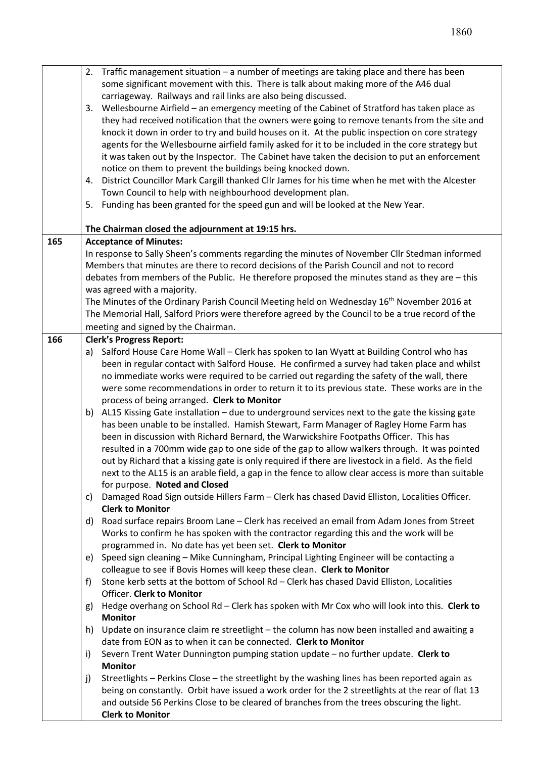|  |  |
|---|---|
|  | 2. Traffic management situation – a number of meetings are taking place and there has been some significant movement with this. There is talk about making more of the A46 dual carriageway. Railways and rail links are also being discussed.<br>3. Wellesbourne Airfield – an emergency meeting of the Cabinet of Stratford has taken place as they had received notification that the owners were going to remove tenants from the site and knock it down in order to try and build houses on it. At the public inspection on core strategy agents for the Wellesbourne airfield family asked for it to be included in the core strategy but it was taken out by the Inspector. The Cabinet have taken the decision to put an enforcement notice on them to prevent the buildings being knocked down.<br>4. District Councillor Mark Cargill thanked Cllr James for his time when he met with the Alcester Town Council to help with neighbourhood development plan.<br>5. Funding has been granted for the speed gun and will be looked at the New Year.<br><br>**The Chairman closed the adjournment at 19:15 hrs.** |
| 165 | **Acceptance of Minutes:**<br>In response to Sally Sheen's comments regarding the minutes of November Cllr Stedman informed Members that minutes are there to record decisions of the Parish Council and not to record debates from members of the Public. He therefore proposed the minutes stand as they are – this was agreed with a majority.<br>The Minutes of the Ordinary Parish Council Meeting held on Wednesday 16th November 2016 at The Memorial Hall, Salford Priors were therefore agreed by the Council to be a true record of the meeting and signed by the Chairman. |
| 166 | **Clerk's Progress Report:**<br>a) Salford House Care Home Wall – Clerk has spoken to Ian Wyatt at Building Control who has been in regular contact with Salford House. He confirmed a survey had taken place and whilst no immediate works were required to be carried out regarding the safety of the wall, there were some recommendations in order to return it to its previous state. These works are in the process of being arranged. **Clerk to Monitor**<br>b) AL15 Kissing Gate installation – due to underground services next to the gate the kissing gate has been unable to be installed. Hamish Stewart, Farm Manager of Ragley Home Farm has been in discussion with Richard Bernard, the Warwickshire Footpaths Officer. This has resulted in a 700mm wide gap to one side of the gap to allow walkers through. It was pointed out by Richard that a kissing gate is only required if there are livestock in a field. As the field next to the AL15 is an arable field, a gap in the fence to allow clear access is more than suitable for purpose. **Noted and Closed**<br>c) Damaged Road Sign outside Hillers Farm – Clerk has chased David Elliston, Localities Officer. **Clerk to Monitor**<br>d) Road surface repairs Broom Lane – Clerk has received an email from Adam Jones from Street Works to confirm he has spoken with the contractor regarding this and the work will be programmed in. No date has yet been set. **Clerk to Monitor**<br>e) Speed sign cleaning – Mike Cunningham, Principal Lighting Engineer will be contacting a colleague to see if Bovis Homes will keep these clean. **Clerk to Monitor**<br>f) Stone kerb setts at the bottom of School Rd – Clerk has chased David Elliston, Localities Officer. **Clerk to Monitor**<br>g) Hedge overhang on School Rd – Clerk has spoken with Mr Cox who will look into this. **Clerk to Monitor**<br>h) Update on insurance claim re streetlight – the column has now been installed and awaiting a date from EON as to when it can be connected. **Clerk to Monitor**<br>i) Severn Trent Water Dunnington pumping station update – no further update. **Clerk to Monitor**<br>j) Streetlights – Perkins Close – the streetlight by the washing lines has been reported again as being on constantly. Orbit have issued a work order for the 2 streetlights at the rear of flat 13 and outside 56 Perkins Close to be cleared of branches from the trees obscuring the light. **Clerk to Monitor** |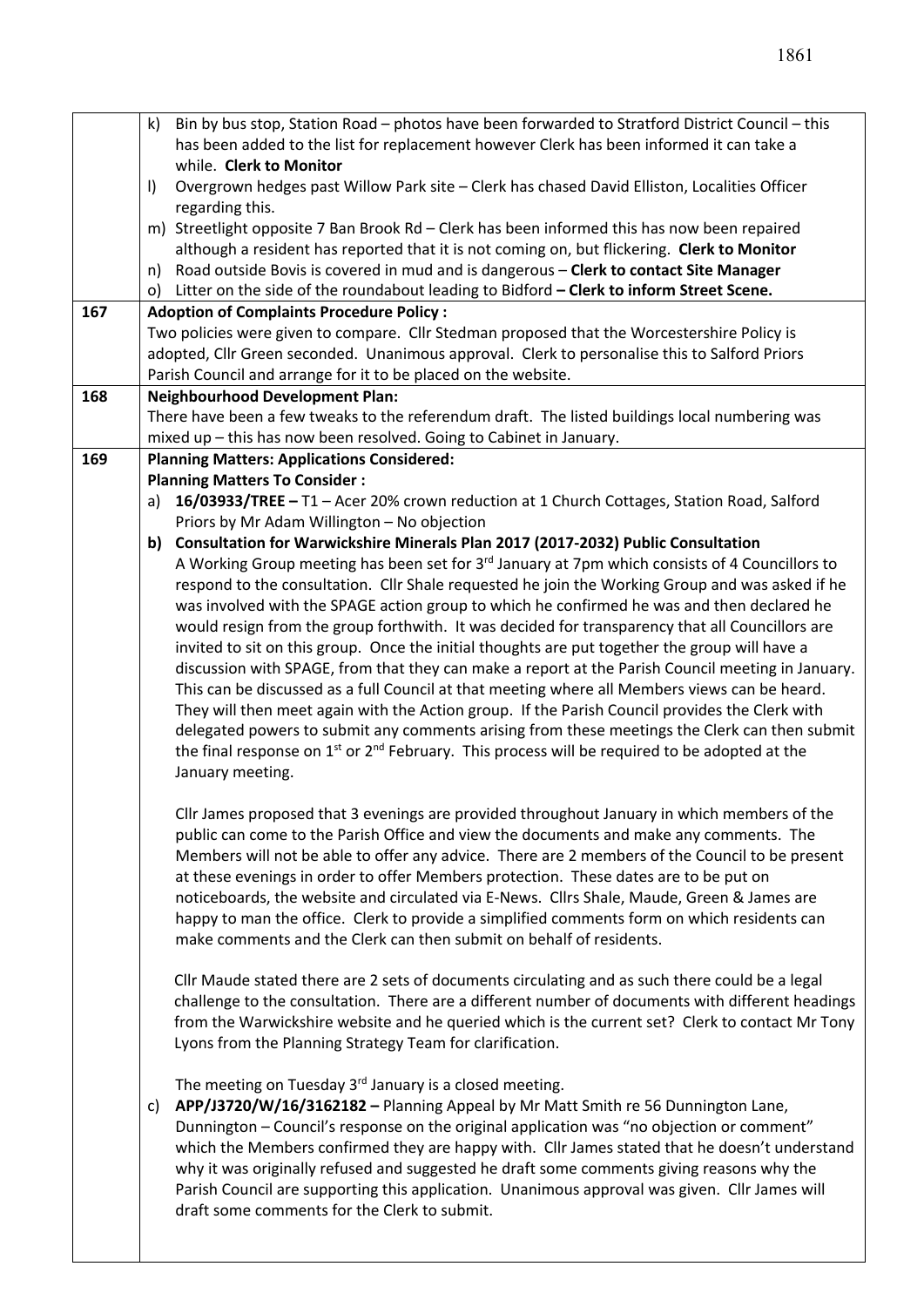| | |
|---|---|
| | k) Bin by bus stop, Station Road – photos have been forwarded to Stratford District Council – this has been added to the list for replacement however Clerk has been informed it can take a while. **Clerk to Monitor**<br>l) Overgrown hedges past Willow Park site – Clerk has chased David Elliston, Localities Officer regarding this.<br>m) Streetlight opposite 7 Ban Brook Rd – Clerk has been informed this has now been repaired although a resident has reported that it is not coming on, but flickering. **Clerk to Monitor**<br>n) Road outside Bovis is covered in mud and is dangerous – **Clerk to contact Site Manager**<br>o) Litter on the side of the roundabout leading to Bidford **– Clerk to inform Street Scene.** |
| **167** | **Adoption of Complaints Procedure Policy :**<br>Two policies were given to compare. Cllr Stedman proposed that the Worcestershire Policy is adopted, Cllr Green seconded. Unanimous approval. Clerk to personalise this to Salford Priors Parish Council and arrange for it to be placed on the website. |
| **168** | **Neighbourhood Development Plan:**<br>There have been a few tweaks to the referendum draft. The listed buildings local numbering was mixed up – this has now been resolved. Going to Cabinet in January. |
| **169** | **Planning Matters: Applications Considered:**<br>**Planning Matters To Consider :**<br>a) **16/03933/TREE –** T1 – Acer 20% crown reduction at 1 Church Cottages, Station Road, Salford Priors by Mr Adam Willington – No objection<br>b) **Consultation for Warwickshire Minerals Plan 2017 (2017-2032) Public Consultation**<br>A Working Group meeting has been set for 3rd January at 7pm which consists of 4 Councillors to respond to the consultation. Cllr Shale requested he join the Working Group and was asked if he was involved with the SPAGE action group to which he confirmed he was and then declared he would resign from the group forthwith. It was decided for transparency that all Councillors are invited to sit on this group. Once the initial thoughts are put together the group will have a discussion with SPAGE, from that they can make a report at the Parish Council meeting in January. This can be discussed as a full Council at that meeting where all Members views can be heard. They will then meet again with the Action group. If the Parish Council provides the Clerk with delegated powers to submit any comments arising from these meetings the Clerk can then submit the final response on 1st or 2nd February. This process will be required to be adopted at the January meeting.<br><br>Cllr James proposed that 3 evenings are provided throughout January in which members of the public can come to the Parish Office and view the documents and make any comments. The Members will not be able to offer any advice. There are 2 members of the Council to be present at these evenings in order to offer Members protection. These dates are to be put on noticeboards, the website and circulated via E-News. Cllrs Shale, Maude, Green & James are happy to man the office. Clerk to provide a simplified comments form on which residents can make comments and the Clerk can then submit on behalf of residents.<br><br>Cllr Maude stated there are 2 sets of documents circulating and as such there could be a legal challenge to the consultation. There are a different number of documents with different headings from the Warwickshire website and he queried which is the current set? Clerk to contact Mr Tony Lyons from the Planning Strategy Team for clarification.<br><br>The meeting on Tuesday 3rd January is a closed meeting.<br>c) **APP/J3720/W/16/3162182 –** Planning Appeal by Mr Matt Smith re 56 Dunnington Lane, Dunnington – Council's response on the original application was "no objection or comment" which the Members confirmed they are happy with. Cllr James stated that he doesn't understand why it was originally refused and suggested he draft some comments giving reasons why the Parish Council are supporting this application. Unanimous approval was given. Cllr James will draft some comments for the Clerk to submit. |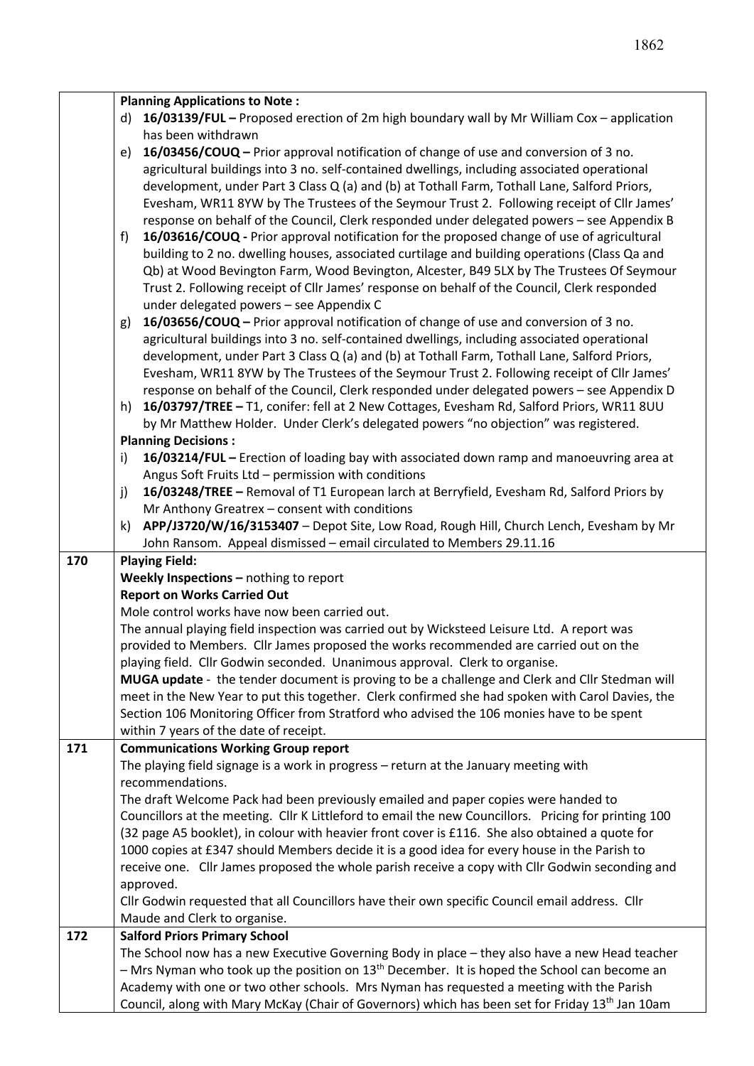| | |
|---|---|
| | **Planning Applications to Note :**<br>d) **16/03139/FUL –** Proposed erection of 2m high boundary wall by Mr William Cox – application has been withdrawn<br>e) **16/03456/COUQ –** Prior approval notification of change of use and conversion of 3 no. agricultural buildings into 3 no. self-contained dwellings, including associated operational development, under Part 3 Class Q (a) and (b) at Tothall Farm, Tothall Lane, Salford Priors, Evesham, WR11 8YW by The Trustees of the Seymour Trust 2. Following receipt of Cllr James' response on behalf of the Council, Clerk responded under delegated powers – see Appendix B<br>f) **16/03616/COUQ -** Prior approval notification for the proposed change of use of agricultural building to 2 no. dwelling houses, associated curtilage and building operations (Class Qa and Qb) at Wood Bevington Farm, Wood Bevington, Alcester, B49 5LX by The Trustees Of Seymour Trust 2. Following receipt of Cllr James' response on behalf of the Council, Clerk responded under delegated powers – see Appendix C<br>g) **16/03656/COUQ –** Prior approval notification of change of use and conversion of 3 no. agricultural buildings into 3 no. self-contained dwellings, including associated operational development, under Part 3 Class Q (a) and (b) at Tothall Farm, Tothall Lane, Salford Priors, Evesham, WR11 8YW by The Trustees of the Seymour Trust 2. Following receipt of Cllr James' response on behalf of the Council, Clerk responded under delegated powers – see Appendix D<br>h) **16/03797/TREE –** T1, conifer: fell at 2 New Cottages, Evesham Rd, Salford Priors, WR11 8UU by Mr Matthew Holder. Under Clerk's delegated powers "no objection" was registered.<br>**Planning Decisions :**<br>i) **16/03214/FUL –** Erection of loading bay with associated down ramp and manoeuvring area at Angus Soft Fruits Ltd – permission with conditions<br>j) **16/03248/TREE –** Removal of T1 European larch at Berryfield, Evesham Rd, Salford Priors by Mr Anthony Greatrex – consent with conditions<br>k) **APP/J3720/W/16/3153407** – Depot Site, Low Road, Rough Hill, Church Lench, Evesham by Mr John Ransom. Appeal dismissed – email circulated to Members 29.11.16 |
| **170** | **Playing Field:**<br>**Weekly Inspections –** nothing to report<br>**Report on Works Carried Out**<br>Mole control works have now been carried out.<br>The annual playing field inspection was carried out by Wicksteed Leisure Ltd. A report was provided to Members. Cllr James proposed the works recommended are carried out on the playing field. Cllr Godwin seconded. Unanimous approval. Clerk to organise.<br>**MUGA update** - the tender document is proving to be a challenge and Clerk and Cllr Stedman will meet in the New Year to put this together. Clerk confirmed she had spoken with Carol Davies, the Section 106 Monitoring Officer from Stratford who advised the 106 monies have to be spent within 7 years of the date of receipt. |
| **171** | **Communications Working Group report**<br>The playing field signage is a work in progress – return at the January meeting with recommendations.<br>The draft Welcome Pack had been previously emailed and paper copies were handed to Councillors at the meeting. Cllr K Littleford to email the new Councillors. Pricing for printing 100 (32 page A5 booklet), in colour with heavier front cover is £116. She also obtained a quote for 1000 copies at £347 should Members decide it is a good idea for every house in the Parish to receive one. Cllr James proposed the whole parish receive a copy with Cllr Godwin seconding and approved.<br>Cllr Godwin requested that all Councillors have their own specific Council email address. Cllr Maude and Clerk to organise. |
| **172** | **Salford Priors Primary School**<br>The School now has a new Executive Governing Body in place – they also have a new Head teacher – Mrs Nyman who took up the position on 13th December. It is hoped the School can become an Academy with one or two other schools. Mrs Nyman has requested a meeting with the Parish Council, along with Mary McKay (Chair of Governors) which has been set for Friday 13th Jan 10am |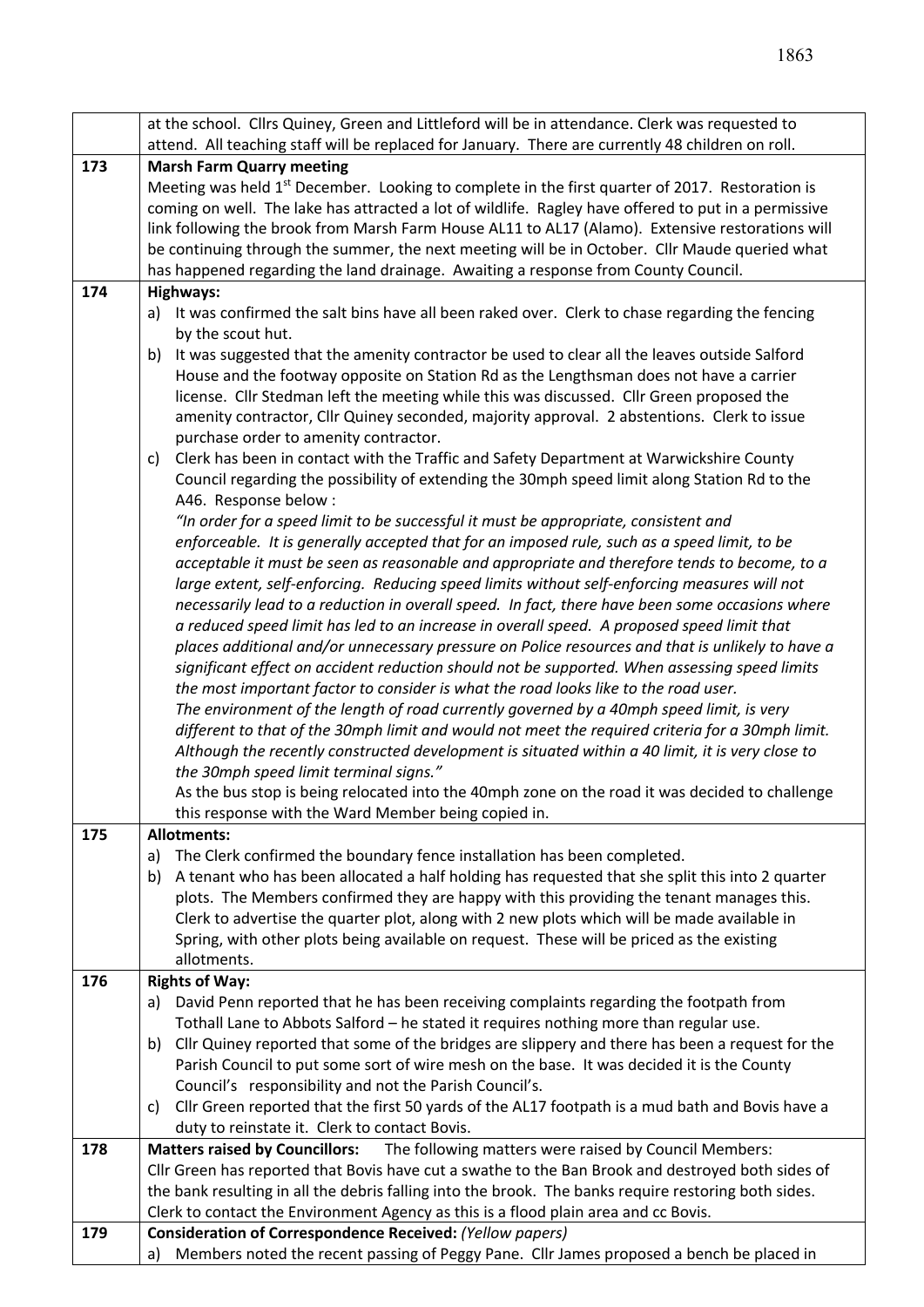| | |
|---|---|
| | at the school. Cllrs Quiney, Green and Littleford will be in attendance. Clerk was requested to attend. All teaching staff will be replaced for January. There are currently 48 children on roll. |
| 173 | **Marsh Farm Quarry meeting**<br>Meeting was held 1st December. Looking to complete in the first quarter of 2017. Restoration is coming on well. The lake has attracted a lot of wildlife. Ragley have offered to put in a permissive link following the brook from Marsh Farm House AL11 to AL17 (Alamo). Extensive restorations will be continuing through the summer, the next meeting will be in October. Cllr Maude queried what has happened regarding the land drainage. Awaiting a response from County Council. |
| 174 | **Highways:**<br>a) It was confirmed the salt bins have all been raked over. Clerk to chase regarding the fencing by the scout hut.<br>b) It was suggested that the amenity contractor be used to clear all the leaves outside Salford House and the footway opposite on Station Rd as the Lengthsman does not have a carrier license. Cllr Stedman left the meeting while this was discussed. Cllr Green proposed the amenity contractor, Cllr Quiney seconded, majority approval. 2 abstentions. Clerk to issue purchase order to amenity contractor.<br>c) Clerk has been in contact with the Traffic and Safety Department at Warwickshire County Council regarding the possibility of extending the 30mph speed limit along Station Rd to the A46. Response below :<br>*"In order for a speed limit to be successful it must be appropriate, consistent and enforceable. It is generally accepted that for an imposed rule, such as a speed limit, to be acceptable it must be seen as reasonable and appropriate and therefore tends to become, to a large extent, self-enforcing. Reducing speed limits without self-enforcing measures will not necessarily lead to a reduction in overall speed. In fact, there have been some occasions where a reduced speed limit has led to an increase in overall speed. A proposed speed limit that places additional and/or unnecessary pressure on Police resources and that is unlikely to have a significant effect on accident reduction should not be supported. When assessing speed limits the most important factor to consider is what the road looks like to the road user.*<br>*The environment of the length of road currently governed by a 40mph speed limit, is very different to that of the 30mph limit and would not meet the required criteria for a 30mph limit. Although the recently constructed development is situated within a 40 limit, it is very close to the 30mph speed limit terminal signs."*<br>As the bus stop is being relocated into the 40mph zone on the road it was decided to challenge this response with the Ward Member being copied in. |
| 175 | **Allotments:**<br>a) The Clerk confirmed the boundary fence installation has been completed.<br>b) A tenant who has been allocated a half holding has requested that she split this into 2 quarter plots. The Members confirmed they are happy with this providing the tenant manages this. Clerk to advertise the quarter plot, along with 2 new plots which will be made available in Spring, with other plots being available on request. These will be priced as the existing allotments. |
| 176 | **Rights of Way:**<br>a) David Penn reported that he has been receiving complaints regarding the footpath from Tothall Lane to Abbots Salford – he stated it requires nothing more than regular use.<br>b) Cllr Quiney reported that some of the bridges are slippery and there has been a request for the Parish Council to put some sort of wire mesh on the base. It was decided it is the County Council's responsibility and not the Parish Council's.<br>c) Cllr Green reported that the first 50 yards of the AL17 footpath is a mud bath and Bovis have a duty to reinstate it. Clerk to contact Bovis. |
| 178 | **Matters raised by Councillors:** The following matters were raised by Council Members:<br>Cllr Green has reported that Bovis have cut a swathe to the Ban Brook and destroyed both sides of the bank resulting in all the debris falling into the brook. The banks require restoring both sides. Clerk to contact the Environment Agency as this is a flood plain area and cc Bovis. |
| 179 | **Consideration of Correspondence Received:** *(Yellow papers)*<br>a) Members noted the recent passing of Peggy Pane. Cllr James proposed a bench be placed in |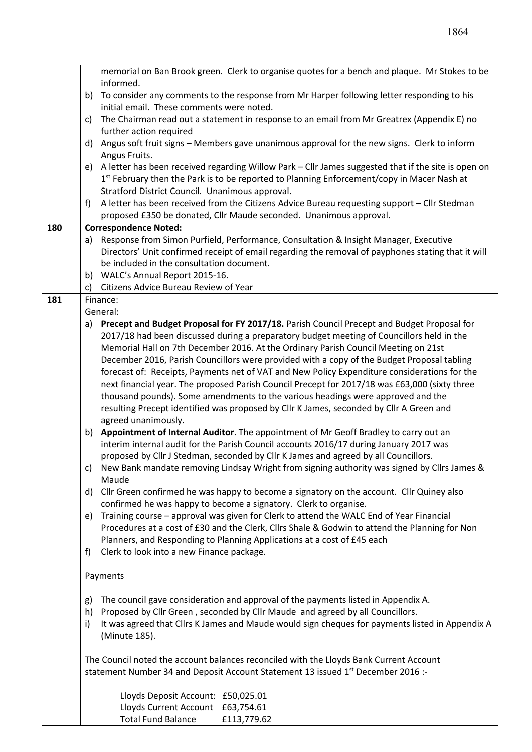| | |
|---|---|
| | memorial on Ban Brook green. Clerk to organise quotes for a bench and plaque. Mr Stokes to be informed.<br>b) To consider any comments to the response from Mr Harper following letter responding to his initial email. These comments were noted.<br>c) The Chairman read out a statement in response to an email from Mr Greatrex (Appendix E) no further action required<br>d) Angus soft fruit signs – Members gave unanimous approval for the new signs. Clerk to inform Angus Fruits.<br>e) A letter has been received regarding Willow Park – Cllr James suggested that if the site is open on 1st February then the Park is to be reported to Planning Enforcement/copy in Macer Nash at Stratford District Council. Unanimous approval.<br>f) A letter has been received from the Citizens Advice Bureau requesting support – Cllr Stedman proposed £350 be donated, Cllr Maude seconded. Unanimous approval. |
| **180** | **Correspondence Noted:**<br>a) Response from Simon Purfield, Performance, Consultation & Insight Manager, Executive Directors' Unit confirmed receipt of email regarding the removal of payphones stating that it will be included in the consultation document.<br>b) WALC's Annual Report 2015-16.<br>c) Citizens Advice Bureau Review of Year |
| **181** | Finance:<br>General:<br>a) **Precept and Budget Proposal for FY 2017/18.** Parish Council Precept and Budget Proposal for 2017/18 had been discussed during a preparatory budget meeting of Councillors held in the Memorial Hall on 7th December 2016. At the Ordinary Parish Council Meeting on 21st December 2016, Parish Councillors were provided with a copy of the Budget Proposal tabling forecast of: Receipts, Payments net of VAT and New Policy Expenditure considerations for the next financial year. The proposed Parish Council Precept for 2017/18 was £63,000 (sixty three thousand pounds). Some amendments to the various headings were approved and the resulting Precept identified was proposed by Cllr K James, seconded by Cllr A Green and agreed unanimously.<br>b) **Appointment of Internal Auditor**. The appointment of Mr Geoff Bradley to carry out an interim internal audit for the Parish Council accounts 2016/17 during January 2017 was proposed by Cllr J Stedman, seconded by Cllr K James and agreed by all Councillors.<br>c) New Bank mandate removing Lindsay Wright from signing authority was signed by Cllrs James & Maude<br>d) Cllr Green confirmed he was happy to become a signatory on the account. Cllr Quiney also confirmed he was happy to become a signatory. Clerk to organise.<br>e) Training course – approval was given for Clerk to attend the WALC End of Year Financial Procedures at a cost of £30 and the Clerk, Cllrs Shale & Godwin to attend the Planning for Non Planners, and Responding to Planning Applications at a cost of £45 each<br>f) Clerk to look into a new Finance package.<br><br>Payments<br><br>g) The council gave consideration and approval of the payments listed in Appendix A.<br>h) Proposed by Cllr Green , seconded by Cllr Maude and agreed by all Councillors.<br>i) It was agreed that Cllrs K James and Maude would sign cheques for payments listed in Appendix A (Minute 185).<br><br>The Council noted the account balances reconciled with the Lloyds Bank Current Account statement Number 34 and Deposit Account Statement 13 issued 1st December 2016 :-<br><br>Lloyds Deposit Account: £50,025.01<br>Lloyds Current Account £63,754.61<br>Total Fund Balance £113,779.62 |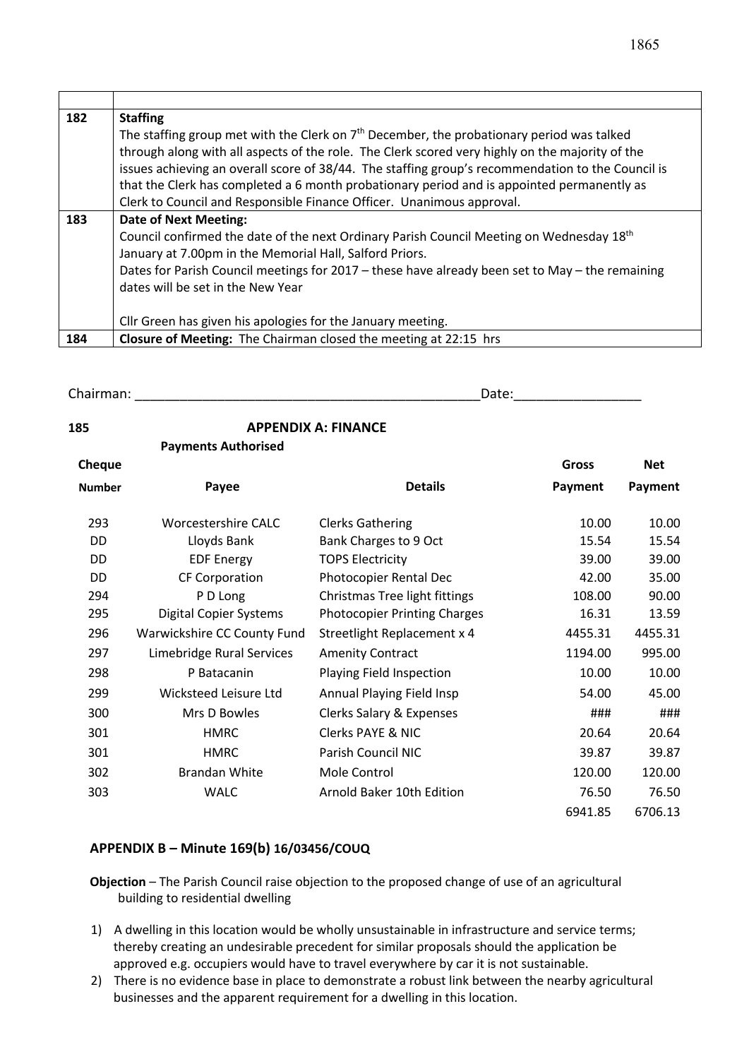| | |
|---|---|
| 182 | **Staffing**<br>The staffing group met with the Clerk on 7[th] December, the probationary period was talked through along with all aspects of the role. The Clerk scored very highly on the majority of the issues achieving an overall score of 38/44. The staffing group's recommendation to the Council is that the Clerk has completed a 6 month probationary period and is appointed permanently as Clerk to Council and Responsible Finance Officer. Unanimous approval. |
| 183 | **Date of Next Meeting:**<br>Council confirmed the date of the next Ordinary Parish Council Meeting on Wednesday 18[th] January at 7.00pm in the Memorial Hall, Salford Priors.<br>Dates for Parish Council meetings for 2017 – these have already been set to May – the remaining dates will be set in the New Year<br><br>Cllr Green has given his apologies for the January meeting. |
| 184 | **Closure of Meeting:** The Chairman closed the meeting at 22:15 hrs |

Chairman: ______________________________________________Date:_________________

**185 APPENDIX A: FINANCE**

**Payments Authorised**

| Cheque Number | Payee | Details | Gross Payment | Net Payment |
|---|---|---|---|---|
| 293 | Worcestershire CALC | Clerks Gathering | 10.00 | 10.00 |
| DD | Lloyds Bank | Bank Charges to 9 Oct | 15.54 | 15.54 |
| DD | EDF Energy | TOPS Electricity | 39.00 | 39.00 |
| DD | CF Corporation | Photocopier Rental Dec | 42.00 | 35.00 |
| 294 | P D Long | Christmas Tree light fittings | 108.00 | 90.00 |
| 295 | Digital Copier Systems | Photocopier Printing Charges | 16.31 | 13.59 |
| 296 | Warwickshire CC County Fund | Streetlight Replacement x 4 | 4455.31 | 4455.31 |
| 297 | Limebridge Rural Services | Amenity Contract | 1194.00 | 995.00 |
| 298 | P Batacanin | Playing Field Inspection | 10.00 | 10.00 |
| 299 | Wicksteed Leisure Ltd | Annual Playing Field Insp | 54.00 | 45.00 |
| 300 | Mrs D Bowles | Clerks Salary & Expenses | ### | ### |
| 301 | HMRC | Clerks PAYE & NIC | 20.64 | 20.64 |
| 301 | HMRC | Parish Council NIC | 39.87 | 39.87 |
| 302 | Brandan White | Mole Control | 120.00 | 120.00 |
| 303 | WALC | Arnold Baker 10th Edition | 76.50 | 76.50 |
| | | | 6941.85 | 6706.13 |

## APPENDIX B – Minute 169(b) 16/03456/COUQ

**Objection** – The Parish Council raise objection to the proposed change of use of an agricultural building to residential dwelling

1) A dwelling in this location would be wholly unsustainable in infrastructure and service terms; thereby creating an undesirable precedent for similar proposals should the application be approved e.g. occupiers would have to travel everywhere by car it is not sustainable.
2) There is no evidence base in place to demonstrate a robust link between the nearby agricultural businesses and the apparent requirement for a dwelling in this location.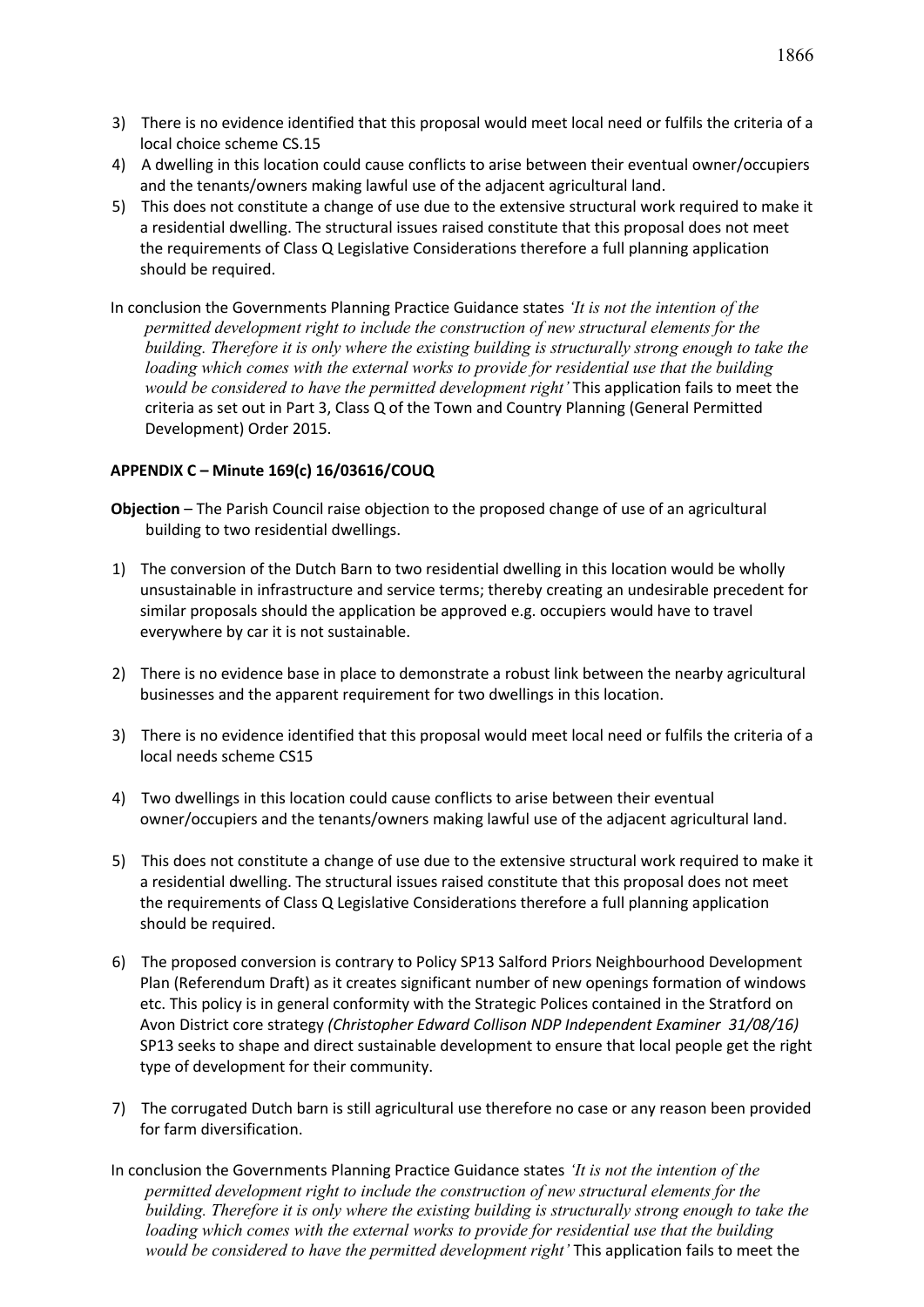3) There is no evidence identified that this proposal would meet local need or fulfils the criteria of a local choice scheme CS.15
4) A dwelling in this location could cause conflicts to arise between their eventual owner/occupiers and the tenants/owners making lawful use of the adjacent agricultural land.
5) This does not constitute a change of use due to the extensive structural work required to make it a residential dwelling. The structural issues raised constitute that this proposal does not meet the requirements of Class Q Legislative Considerations therefore a full planning application should be required.

In conclusion the Governments Planning Practice Guidance states *'It is not the intention of the permitted development right to include the construction of new structural elements for the building. Therefore it is only where the existing building is structurally strong enough to take the loading which comes with the external works to provide for residential use that the building would be considered to have the permitted development right'* This application fails to meet the criteria as set out in Part 3, Class Q of the Town and Country Planning (General Permitted Development) Order 2015.

**APPENDIX C – Minute 169(c) 16/03616/COUQ**

**Objection** – The Parish Council raise objection to the proposed change of use of an agricultural building to two residential dwellings.

1) The conversion of the Dutch Barn to two residential dwelling in this location would be wholly unsustainable in infrastructure and service terms; thereby creating an undesirable precedent for similar proposals should the application be approved e.g. occupiers would have to travel everywhere by car it is not sustainable.

2) There is no evidence base in place to demonstrate a robust link between the nearby agricultural businesses and the apparent requirement for two dwellings in this location.

3) There is no evidence identified that this proposal would meet local need or fulfils the criteria of a local needs scheme CS15

4) Two dwellings in this location could cause conflicts to arise between their eventual owner/occupiers and the tenants/owners making lawful use of the adjacent agricultural land.

5) This does not constitute a change of use due to the extensive structural work required to make it a residential dwelling. The structural issues raised constitute that this proposal does not meet the requirements of Class Q Legislative Considerations therefore a full planning application should be required.

6) The proposed conversion is contrary to Policy SP13 Salford Priors Neighbourhood Development Plan (Referendum Draft) as it creates significant number of new openings formation of windows etc. This policy is in general conformity with the Strategic Polices contained in the Stratford on Avon District core strategy *(Christopher Edward Collison NDP Independent Examiner 31/08/16)* SP13 seeks to shape and direct sustainable development to ensure that local people get the right type of development for their community.

7) The corrugated Dutch barn is still agricultural use therefore no case or any reason been provided for farm diversification.

In conclusion the Governments Planning Practice Guidance states *'It is not the intention of the permitted development right to include the construction of new structural elements for the building. Therefore it is only where the existing building is structurally strong enough to take the loading which comes with the external works to provide for residential use that the building would be considered to have the permitted development right'* This application fails to meet the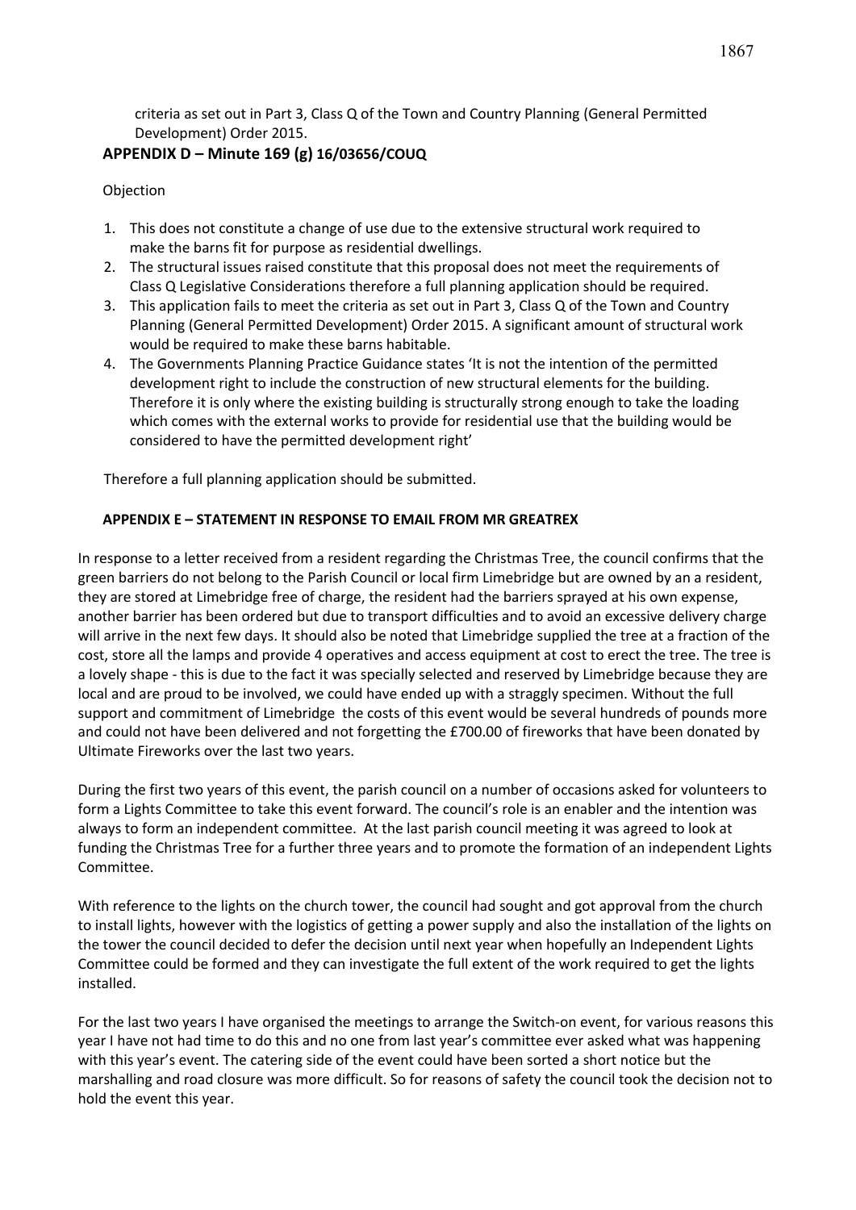criteria as set out in Part 3, Class Q of the Town and Country Planning (General Permitted Development) Order 2015.

## APPENDIX D – Minute 169 (g) 16/03656/COUQ

Objection

1. This does not constitute a change of use due to the extensive structural work required to make the barns fit for purpose as residential dwellings.
2. The structural issues raised constitute that this proposal does not meet the requirements of Class Q Legislative Considerations therefore a full planning application should be required.
3. This application fails to meet the criteria as set out in Part 3, Class Q of the Town and Country Planning (General Permitted Development) Order 2015. A significant amount of structural work would be required to make these barns habitable.
4. The Governments Planning Practice Guidance states 'It is not the intention of the permitted development right to include the construction of new structural elements for the building. Therefore it is only where the existing building is structurally strong enough to take the loading which comes with the external works to provide for residential use that the building would be considered to have the permitted development right'

Therefore a full planning application should be submitted.

## APPENDIX E – STATEMENT IN RESPONSE TO EMAIL FROM MR GREATREX

In response to a letter received from a resident regarding the Christmas Tree, the council confirms that the green barriers do not belong to the Parish Council or local firm Limebridge but are owned by an a resident, they are stored at Limebridge free of charge, the resident had the barriers sprayed at his own expense, another barrier has been ordered but due to transport difficulties and to avoid an excessive delivery charge will arrive in the next few days. It should also be noted that Limebridge supplied the tree at a fraction of the cost, store all the lamps and provide 4 operatives and access equipment at cost to erect the tree. The tree is a lovely shape - this is due to the fact it was specially selected and reserved by Limebridge because they are local and are proud to be involved, we could have ended up with a straggly specimen. Without the full support and commitment of Limebridge the costs of this event would be several hundreds of pounds more and could not have been delivered and not forgetting the £700.00 of fireworks that have been donated by Ultimate Fireworks over the last two years.

During the first two years of this event, the parish council on a number of occasions asked for volunteers to form a Lights Committee to take this event forward. The council's role is an enabler and the intention was always to form an independent committee. At the last parish council meeting it was agreed to look at funding the Christmas Tree for a further three years and to promote the formation of an independent Lights Committee.

With reference to the lights on the church tower, the council had sought and got approval from the church to install lights, however with the logistics of getting a power supply and also the installation of the lights on the tower the council decided to defer the decision until next year when hopefully an Independent Lights Committee could be formed and they can investigate the full extent of the work required to get the lights installed.

For the last two years I have organised the meetings to arrange the Switch-on event, for various reasons this year I have not had time to do this and no one from last year's committee ever asked what was happening with this year's event. The catering side of the event could have been sorted a short notice but the marshalling and road closure was more difficult. So for reasons of safety the council took the decision not to hold the event this year.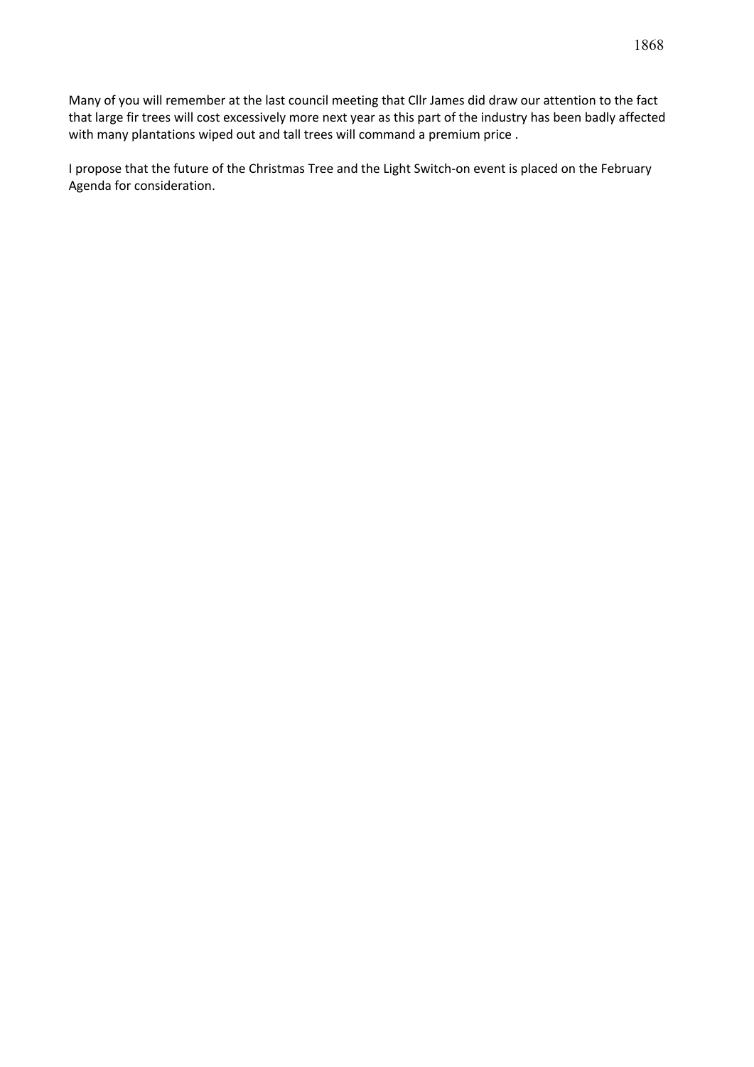Many of you will remember at the last council meeting that Cllr James did draw our attention to the fact that large fir trees will cost excessively more next year as this part of the industry has been badly affected with many plantations wiped out and tall trees will command a premium price .

I propose that the future of the Christmas Tree and the Light Switch-on event is placed on the February Agenda for consideration.